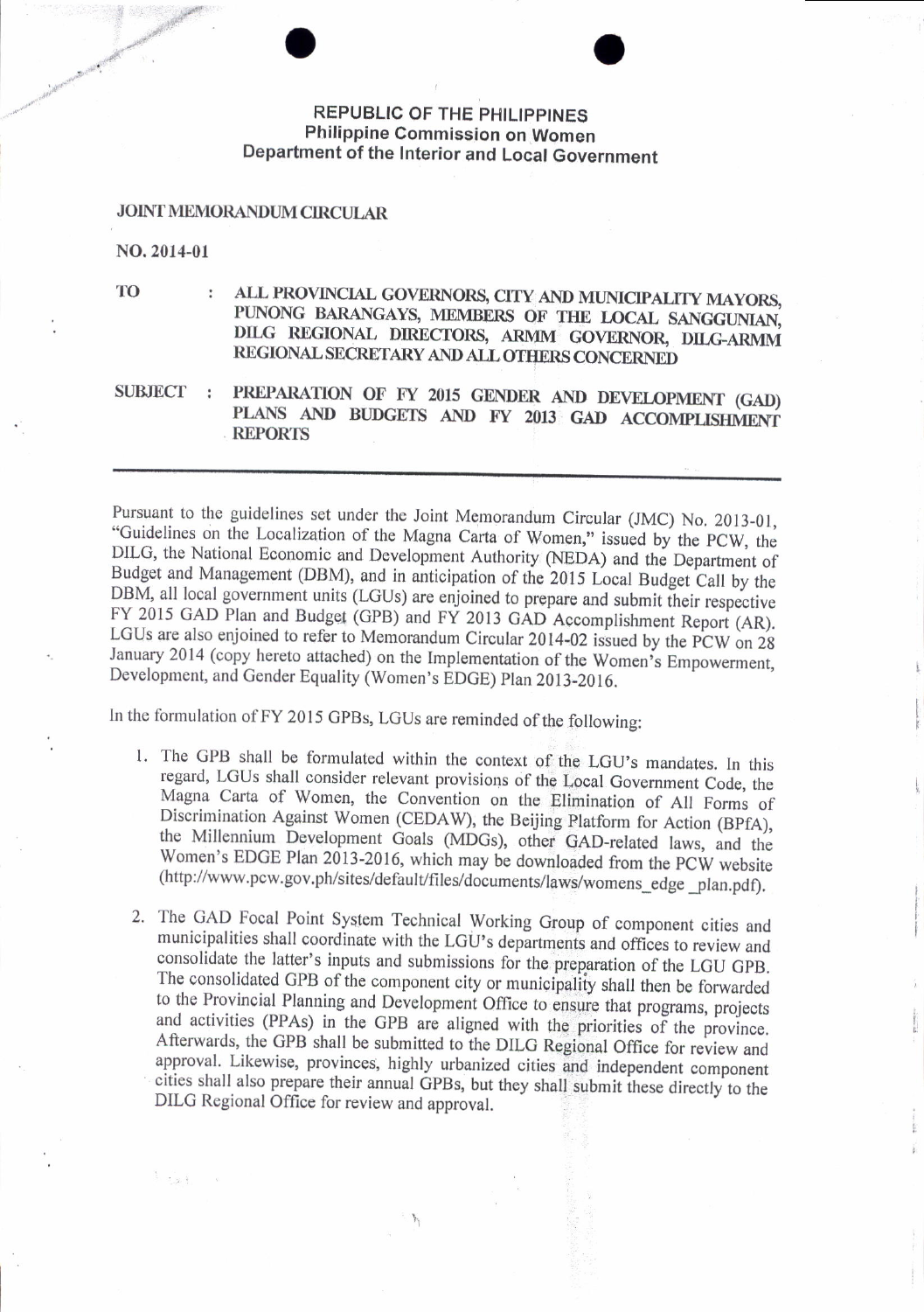**REPUBLIC OF THE PHILIPPINES**
**Philippine Commission on Women**
**Department of the Interior and Local Government**

**JOINT MEMORANDUM CIRCULAR**

**NO. 2014-01**

**TO** : **ALL PROVINCIAL GOVERNORS, CITY AND MUNICIPALITY MAYORS, PUNONG BARANGAYS, MEMBERS OF THE LOCAL SANGGUNIAN, DILG REGIONAL DIRECTORS, ARMM GOVERNOR, DILG-ARMM REGIONAL SECRETARY AND ALL OTHERS CONCERNED**

**SUBJECT** : **PREPARATION OF FY 2015 GENDER AND DEVELOPMENT (GAD) PLANS AND BUDGETS AND FY 2013 GAD ACCOMPLISHMENT REPORTS**

---

Pursuant to the guidelines set under the Joint Memorandum Circular (JMC) No. 2013-01, "Guidelines on the Localization of the Magna Carta of Women," issued by the PCW, the DILG, the National Economic and Development Authority (NEDA) and the Department of Budget and Management (DBM), and in anticipation of the 2015 Local Budget Call by the DBM, all local government units (LGUs) are enjoined to prepare and submit their respective FY 2015 GAD Plan and Budget (GPB) and FY 2013 GAD Accomplishment Report (AR). LGUs are also enjoined to refer to Memorandum Circular 2014-02 issued by the PCW on 28 January 2014 (copy hereto attached) on the Implementation of the Women's Empowerment, Development, and Gender Equality (Women's EDGE) Plan 2013-2016.

In the formulation of FY 2015 GPBs, LGUs are reminded of the following:

1. The GPB shall be formulated within the context of the LGU's mandates. In this regard, LGUs shall consider relevant provisions of the Local Government Code, the Magna Carta of Women, the Convention on the Elimination of All Forms of Discrimination Against Women (CEDAW), the Beijing Platform for Action (BPfA), the Millennium Development Goals (MDGs), other GAD-related laws, and the Women's EDGE Plan 2013-2016, which may be downloaded from the PCW website (http://www.pcw.gov.ph/sites/default/files/documents/laws/womens_edge _plan.pdf).

2. The GAD Focal Point System Technical Working Group of component cities and municipalities shall coordinate with the LGU's departments and offices to review and consolidate the latter's inputs and submissions for the preparation of the LGU GPB. The consolidated GPB of the component city or municipality shall then be forwarded to the Provincial Planning and Development Office to ensure that programs, projects and activities (PPAs) in the GPB are aligned with the priorities of the province. Afterwards, the GPB shall be submitted to the DILG Regional Office for review and approval. Likewise, provinces, highly urbanized cities and independent component cities shall also prepare their annual GPBs, but they shall submit these directly to the DILG Regional Office for review and approval.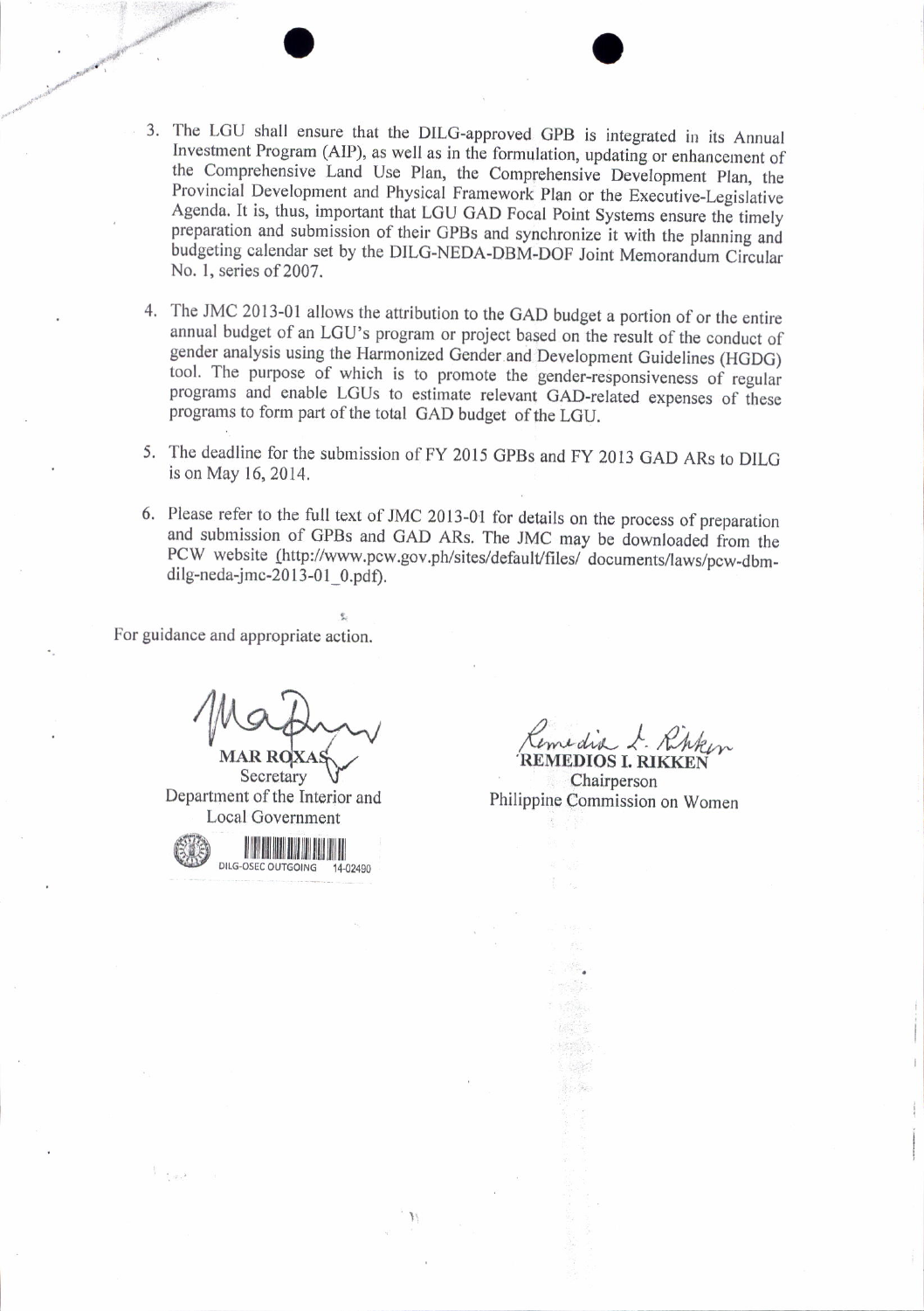3. The LGU shall ensure that the DILG-approved GPB is integrated in its Annual Investment Program (AIP), as well as in the formulation, updating or enhancement of the Comprehensive Land Use Plan, the Comprehensive Development Plan, the Provincial Development and Physical Framework Plan or the Executive-Legislative Agenda. It is, thus, important that LGU GAD Focal Point Systems ensure the timely preparation and submission of their GPBs and synchronize it with the planning and budgeting calendar set by the DILG-NEDA-DBM-DOF Joint Memorandum Circular No. 1, series of 2007.

4. The JMC 2013-01 allows the attribution to the GAD budget a portion of or the entire annual budget of an LGU's program or project based on the result of the conduct of gender analysis using the Harmonized Gender and Development Guidelines (HGDG) tool. The purpose of which is to promote the gender-responsiveness of regular programs and enable LGUs to estimate relevant GAD-related expenses of these programs to form part of the total GAD budget of the LGU.

5. The deadline for the submission of FY 2015 GPBs and FY 2013 GAD ARs to DILG is on May 16, 2014.

6. Please refer to the full text of JMC 2013-01 for details on the process of preparation and submission of GPBs and GAD ARs. The JMC may be downloaded from the PCW website (http://www.pcw.gov.ph/sites/default/files/ documents/laws/pcw-dbm-dilg-neda-jmc-2013-01_0.pdf).

For guidance and appropriate action.

**MAR ROXAS**
Secretary
Department of the Interior and Local Government

DILG-OSEC OUTGOING 14-02490

**REMEDIOS I. RIKKEN**
Chairperson
Philippine Commission on Women